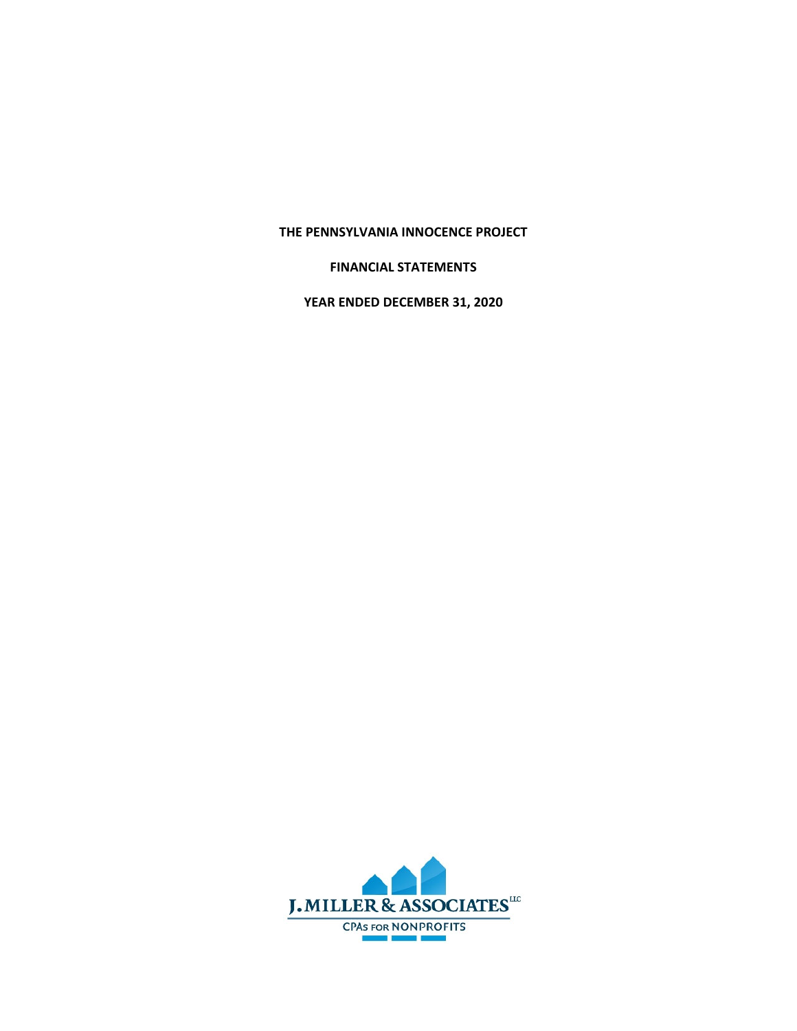**THE PENNSYLVANIA INNOCENCE PROJECT**

**FINANCIAL STATEMENTS**

**YEAR ENDED DECEMBER 31, 2020**

J. MILLER & ASSOCIATES LLC

CPAs FOR NONPROFITS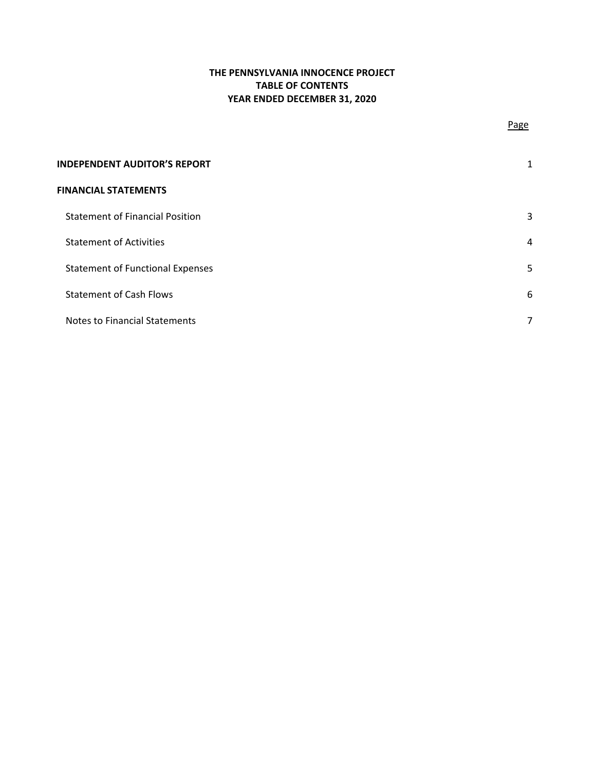**THE PENNSYLVANIA INNOCENCE PROJECT**
**TABLE OF CONTENTS**
**YEAR ENDED DECEMBER 31, 2020**

| | Page |
|---|---|
| **INDEPENDENT AUDITOR'S REPORT** | 1 |
| **FINANCIAL STATEMENTS** | |
| Statement of Financial Position | 3 |
| Statement of Activities | 4 |
| Statement of Functional Expenses | 5 |
| Statement of Cash Flows | 6 |
| Notes to Financial Statements | 7 |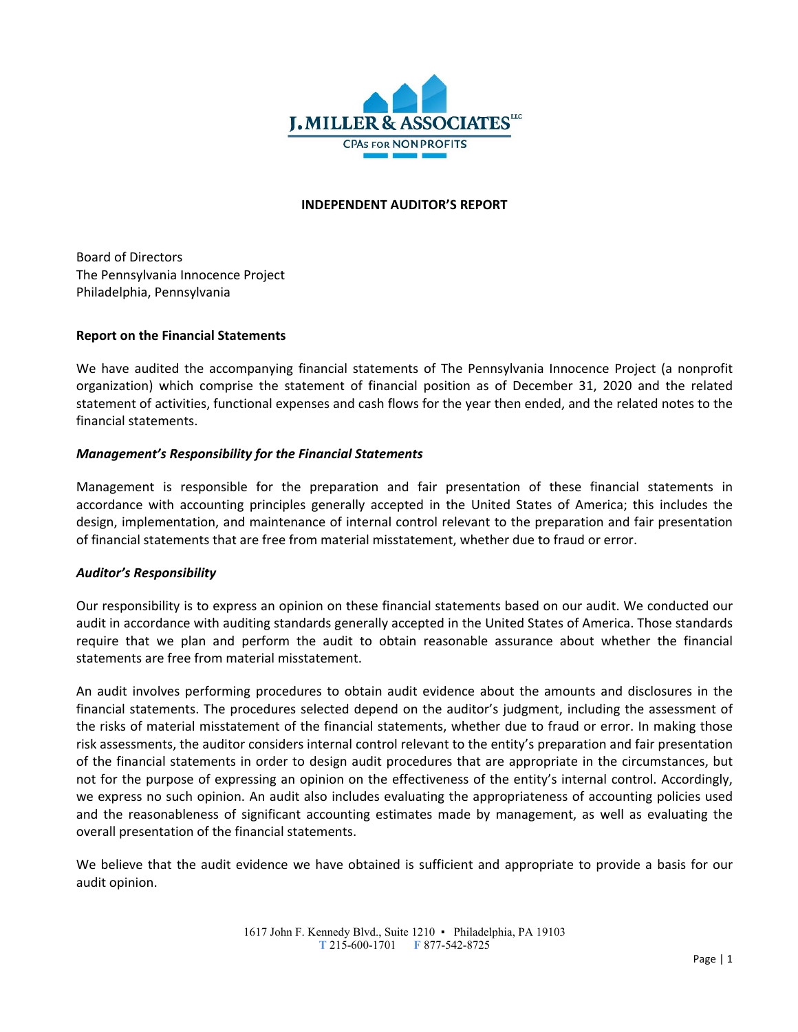J. MILLER & ASSOCIATES LLC

CPAs FOR NONPROFITS

## INDEPENDENT AUDITOR'S REPORT

Board of Directors
The Pennsylvania Innocence Project
Philadelphia, Pennsylvania

### Report on the Financial Statements

We have audited the accompanying financial statements of The Pennsylvania Innocence Project (a nonprofit organization) which comprise the statement of financial position as of December 31, 2020 and the related statement of activities, functional expenses and cash flows for the year then ended, and the related notes to the financial statements.

***Management's Responsibility for the Financial Statements***

Management is responsible for the preparation and fair presentation of these financial statements in accordance with accounting principles generally accepted in the United States of America; this includes the design, implementation, and maintenance of internal control relevant to the preparation and fair presentation of financial statements that are free from material misstatement, whether due to fraud or error.

***Auditor's Responsibility***

Our responsibility is to express an opinion on these financial statements based on our audit. We conducted our audit in accordance with auditing standards generally accepted in the United States of America. Those standards require that we plan and perform the audit to obtain reasonable assurance about whether the financial statements are free from material misstatement.

An audit involves performing procedures to obtain audit evidence about the amounts and disclosures in the financial statements. The procedures selected depend on the auditor's judgment, including the assessment of the risks of material misstatement of the financial statements, whether due to fraud or error. In making those risk assessments, the auditor considers internal control relevant to the entity's preparation and fair presentation of the financial statements in order to design audit procedures that are appropriate in the circumstances, but not for the purpose of expressing an opinion on the effectiveness of the entity's internal control. Accordingly, we express no such opinion. An audit also includes evaluating the appropriateness of accounting policies used and the reasonableness of significant accounting estimates made by management, as well as evaluating the overall presentation of the financial statements.

We believe that the audit evidence we have obtained is sufficient and appropriate to provide a basis for our audit opinion.

1617 John F. Kennedy Blvd., Suite 1210 ▪ Philadelphia, PA 19103
T 215-600-1701 F 877-542-8725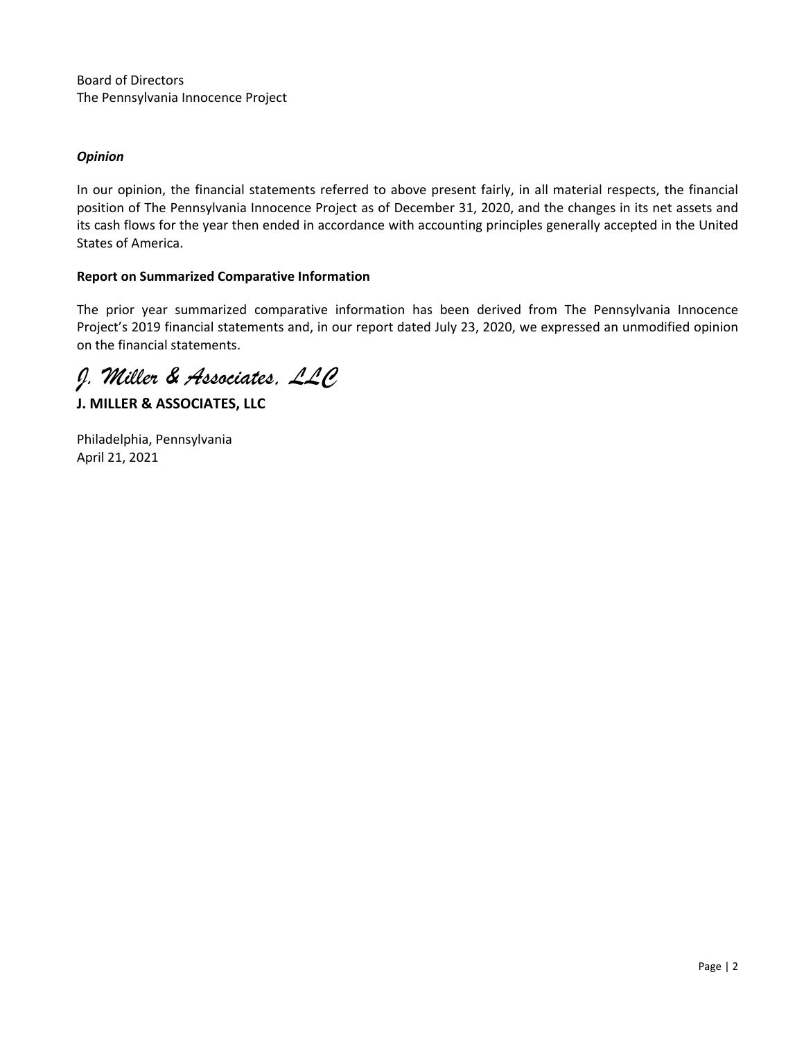Board of Directors
The Pennsylvania Innocence Project

***Opinion***

In our opinion, the financial statements referred to above present fairly, in all material respects, the financial position of The Pennsylvania Innocence Project as of December 31, 2020, and the changes in its net assets and its cash flows for the year then ended in accordance with accounting principles generally accepted in the United States of America.

**Report on Summarized Comparative Information**

The prior year summarized comparative information has been derived from The Pennsylvania Innocence Project's 2019 financial statements and, in our report dated July 23, 2020, we expressed an unmodified opinion on the financial statements.

*J. Miller & Associates, LLC*

**J. MILLER & ASSOCIATES, LLC**

Philadelphia, Pennsylvania
April 21, 2021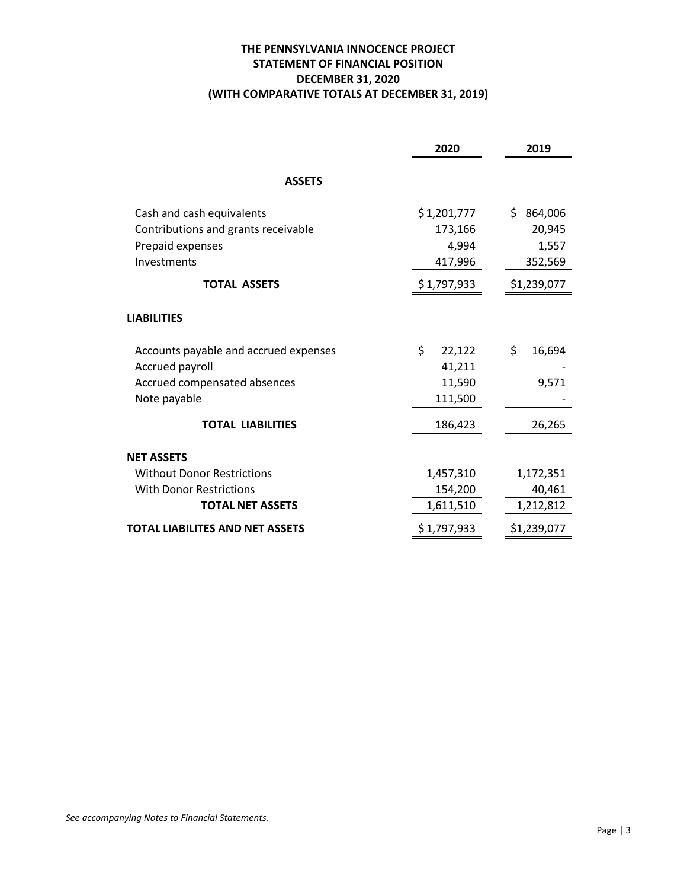# THE PENNSYLVANIA INNOCENCE PROJECT
## STATEMENT OF FINANCIAL POSITION
## DECEMBER 31, 2020
## (WITH COMPARATIVE TOTALS AT DECEMBER 31, 2019)

| | 2020 | 2019 |
|---|---|---|
| **ASSETS** | | |
| Cash and cash equivalents | $ 1,201,777 | $ 864,006 |
| Contributions and grants receivable | 173,166 | 20,945 |
| Prepaid expenses | 4,994 | 1,557 |
| Investments | 417,996 | 352,569 |
| **TOTAL ASSETS** | $ 1,797,933 | $1,239,077 |
| **LIABILITIES** | | |
| Accounts payable and accrued expenses | $ 22,122 | $ 16,694 |
| Accrued payroll | 41,211 | - |
| Accrued compensated absences | 11,590 | 9,571 |
| Note payable | 111,500 | - |
| **TOTAL LIABILITIES** | 186,423 | 26,265 |
| **NET ASSETS** | | |
| Without Donor Restrictions | 1,457,310 | 1,172,351 |
| With Donor Restrictions | 154,200 | 40,461 |
| **TOTAL NET ASSETS** | 1,611,510 | 1,212,812 |
| **TOTAL LIABILITES AND NET ASSETS** | $ 1,797,933 | $1,239,077 |

*See accompanying Notes to Financial Statements.*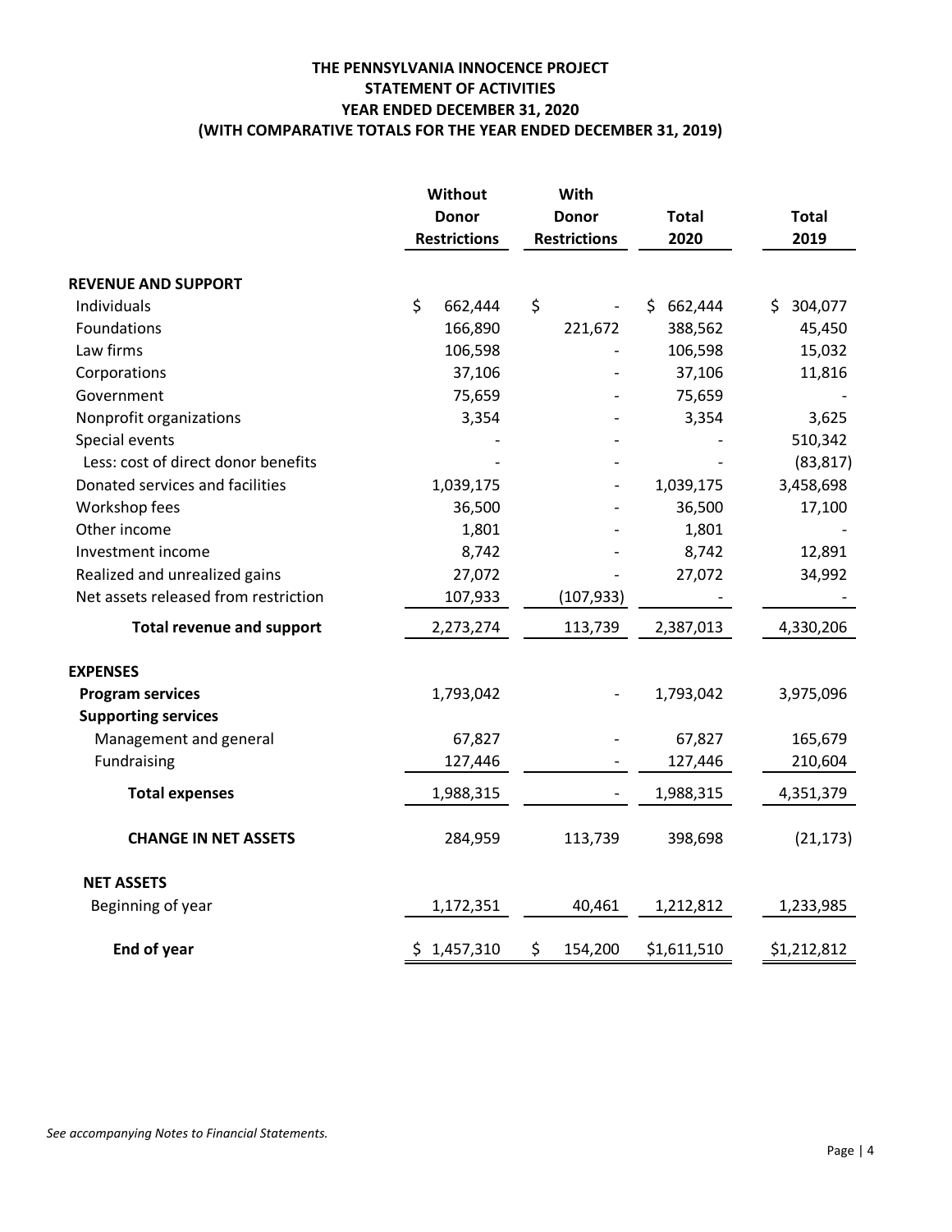# THE PENNSYLVANIA INNOCENCE PROJECT
## STATEMENT OF ACTIVITIES
## YEAR ENDED DECEMBER 31, 2020
## (WITH COMPARATIVE TOTALS FOR THE YEAR ENDED DECEMBER 31, 2019)

| | Without Donor Restrictions | With Donor Restrictions | Total 2020 | Total 2019 |
|---|---|---|---|---|
| **REVENUE AND SUPPORT** | | | | |
| Individuals | $ 662,444 | $ - | $ 662,444 | $ 304,077 |
| Foundations | 166,890 | 221,672 | 388,562 | 45,450 |
| Law firms | 106,598 | - | 106,598 | 15,032 |
| Corporations | 37,106 | - | 37,106 | 11,816 |
| Government | 75,659 | - | 75,659 | - |
| Nonprofit organizations | 3,354 | - | 3,354 | 3,625 |
| Special events | - | - | - | 510,342 |
| Less: cost of direct donor benefits | - | - | - | (83,817) |
| Donated services and facilities | 1,039,175 | - | 1,039,175 | 3,458,698 |
| Workshop fees | 36,500 | - | 36,500 | 17,100 |
| Other income | 1,801 | - | 1,801 | - |
| Investment income | 8,742 | - | 8,742 | 12,891 |
| Realized and unrealized gains | 27,072 | - | 27,072 | 34,992 |
| Net assets released from restriction | 107,933 | (107,933) | - | - |
| **Total revenue and support** | 2,273,274 | 113,739 | 2,387,013 | 4,330,206 |
| **EXPENSES** | | | | |
| **Program services** | 1,793,042 | - | 1,793,042 | 3,975,096 |
| **Supporting services** | | | | |
| Management and general | 67,827 | - | 67,827 | 165,679 |
| Fundraising | 127,446 | - | 127,446 | 210,604 |
| **Total expenses** | 1,988,315 | - | 1,988,315 | 4,351,379 |
| **CHANGE IN NET ASSETS** | 284,959 | 113,739 | 398,698 | (21,173) |
| **NET ASSETS** | | | | |
| Beginning of year | 1,172,351 | 40,461 | 1,212,812 | 1,233,985 |
| **End of year** | $ 1,457,310 | $ 154,200 | $1,611,510 | $1,212,812 |

*See accompanying Notes to Financial Statements.*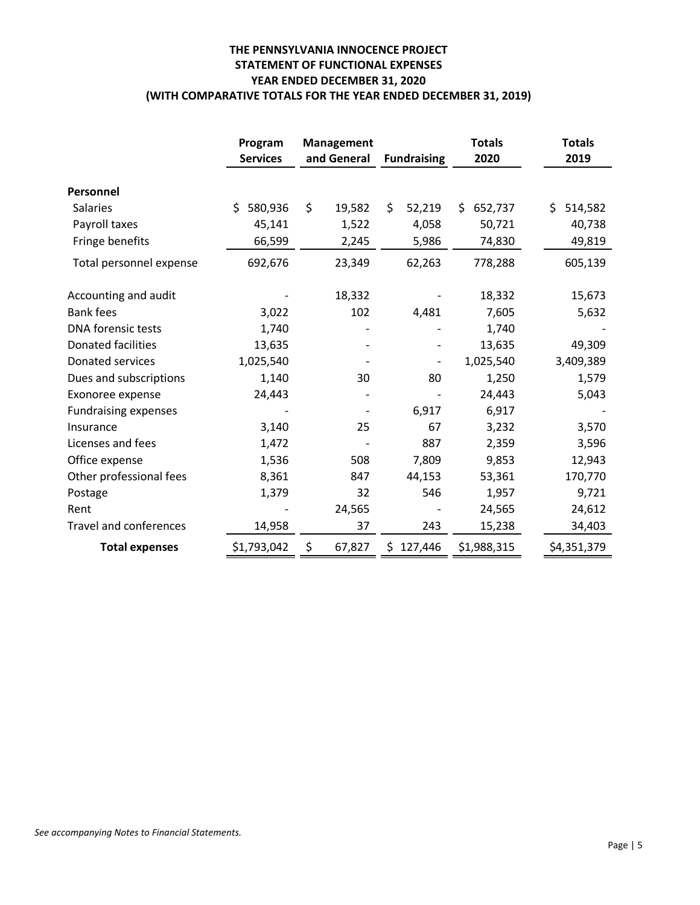# THE PENNSYLVANIA INNOCENCE PROJECT
## STATEMENT OF FUNCTIONAL EXPENSES
## YEAR ENDED DECEMBER 31, 2020
## (WITH COMPARATIVE TOTALS FOR THE YEAR ENDED DECEMBER 31, 2019)

| | Program Services | Management and General | Fundraising | Totals 2020 | Totals 2019 |
|---|---|---|---|---|---|
| **Personnel** | | | | | |
| Salaries | $ 580,936 | $ 19,582 | $ 52,219 | $ 652,737 | $ 514,582 |
| Payroll taxes | 45,141 | 1,522 | 4,058 | 50,721 | 40,738 |
| Fringe benefits | 66,599 | 2,245 | 5,986 | 74,830 | 49,819 |
| Total personnel expense | 692,676 | 23,349 | 62,263 | 778,288 | 605,139 |
| Accounting and audit | - | 18,332 | - | 18,332 | 15,673 |
| Bank fees | 3,022 | 102 | 4,481 | 7,605 | 5,632 |
| DNA forensic tests | 1,740 | - | - | 1,740 | - |
| Donated facilities | 13,635 | - | - | 13,635 | 49,309 |
| Donated services | 1,025,540 | - | - | 1,025,540 | 3,409,389 |
| Dues and subscriptions | 1,140 | 30 | 80 | 1,250 | 1,579 |
| Exonoree expense | 24,443 | - | - | 24,443 | 5,043 |
| Fundraising expenses | - | - | 6,917 | 6,917 | - |
| Insurance | 3,140 | 25 | 67 | 3,232 | 3,570 |
| Licenses and fees | 1,472 | - | 887 | 2,359 | 3,596 |
| Office expense | 1,536 | 508 | 7,809 | 9,853 | 12,943 |
| Other professional fees | 8,361 | 847 | 44,153 | 53,361 | 170,770 |
| Postage | 1,379 | 32 | 546 | 1,957 | 9,721 |
| Rent | - | 24,565 | - | 24,565 | 24,612 |
| Travel and conferences | 14,958 | 37 | 243 | 15,238 | 34,403 |
| **Total expenses** | $1,793,042 | $ 67,827 | $ 127,446 | $1,988,315 | $4,351,379 |

*See accompanying Notes to Financial Statements.*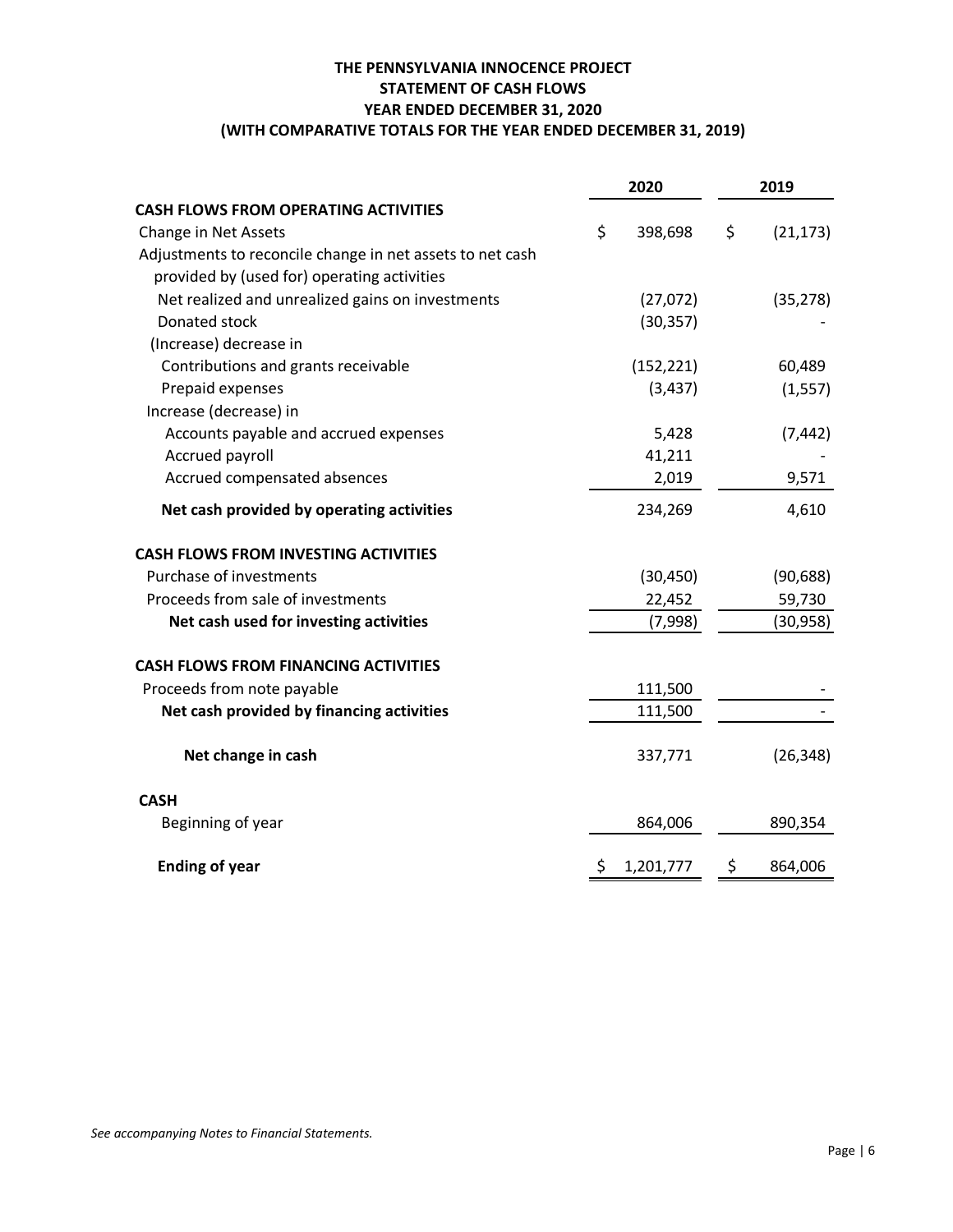# THE PENNSYLVANIA INNOCENCE PROJECT
## STATEMENT OF CASH FLOWS
## YEAR ENDED DECEMBER 31, 2020
## (WITH COMPARATIVE TOTALS FOR THE YEAR ENDED DECEMBER 31, 2019)

| | 2020 | 2019 |
|---|---|---|
| **CASH FLOWS FROM OPERATING ACTIVITIES** | | |
| Change in Net Assets | $ 398,698 | $ (21,173) |
| Adjustments to reconcile change in net assets to net cash provided by (used for) operating activities | | |
| Net realized and unrealized gains on investments | (27,072) | (35,278) |
| Donated stock | (30,357) | - |
| (Increase) decrease in | | |
| Contributions and grants receivable | (152,221) | 60,489 |
| Prepaid expenses | (3,437) | (1,557) |
| Increase (decrease) in | | |
| Accounts payable and accrued expenses | 5,428 | (7,442) |
| Accrued payroll | 41,211 | - |
| Accrued compensated absences | 2,019 | 9,571 |
| **Net cash provided by operating activities** | 234,269 | 4,610 |
| **CASH FLOWS FROM INVESTING ACTIVITIES** | | |
| Purchase of investments | (30,450) | (90,688) |
| Proceeds from sale of investments | 22,452 | 59,730 |
| **Net cash used for investing activities** | (7,998) | (30,958) |
| **CASH FLOWS FROM FINANCING ACTIVITIES** | | |
| Proceeds from note payable | 111,500 | - |
| **Net cash provided by financing activities** | 111,500 | - |
| **Net change in cash** | 337,771 | (26,348) |
| **CASH** | | |
| Beginning of year | 864,006 | 890,354 |
| **Ending of year** | $ 1,201,777 | $ 864,006 |

*See accompanying Notes to Financial Statements.*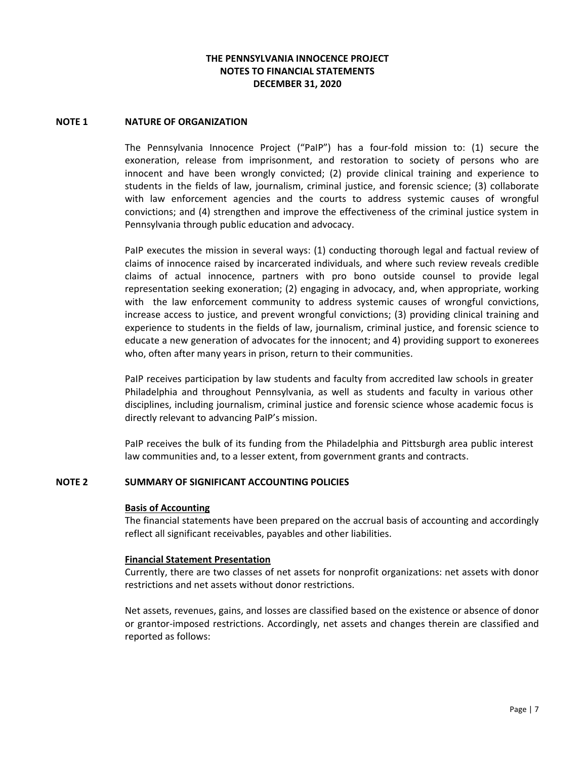**THE PENNSYLVANIA INNOCENCE PROJECT**
**NOTES TO FINANCIAL STATEMENTS**
**DECEMBER 31, 2020**

## NOTE 1 NATURE OF ORGANIZATION

The Pennsylvania Innocence Project ("PaIP") has a four-fold mission to: (1) secure the exoneration, release from imprisonment, and restoration to society of persons who are innocent and have been wrongly convicted; (2) provide clinical training and experience to students in the fields of law, journalism, criminal justice, and forensic science; (3) collaborate with law enforcement agencies and the courts to address systemic causes of wrongful convictions; and (4) strengthen and improve the effectiveness of the criminal justice system in Pennsylvania through public education and advocacy.

PaIP executes the mission in several ways: (1) conducting thorough legal and factual review of claims of innocence raised by incarcerated individuals, and where such review reveals credible claims of actual innocence, partners with pro bono outside counsel to provide legal representation seeking exoneration; (2) engaging in advocacy, and, when appropriate, working with the law enforcement community to address systemic causes of wrongful convictions, increase access to justice, and prevent wrongful convictions; (3) providing clinical training and experience to students in the fields of law, journalism, criminal justice, and forensic science to educate a new generation of advocates for the innocent; and 4) providing support to exonerees who, often after many years in prison, return to their communities.

PaIP receives participation by law students and faculty from accredited law schools in greater Philadelphia and throughout Pennsylvania, as well as students and faculty in various other disciplines, including journalism, criminal justice and forensic science whose academic focus is directly relevant to advancing PaIP's mission.

PaIP receives the bulk of its funding from the Philadelphia and Pittsburgh area public interest law communities and, to a lesser extent, from government grants and contracts.

## NOTE 2 SUMMARY OF SIGNIFICANT ACCOUNTING POLICIES

**Basis of Accounting**

The financial statements have been prepared on the accrual basis of accounting and accordingly reflect all significant receivables, payables and other liabilities.

**Financial Statement Presentation**

Currently, there are two classes of net assets for nonprofit organizations: net assets with donor restrictions and net assets without donor restrictions.

Net assets, revenues, gains, and losses are classified based on the existence or absence of donor or grantor-imposed restrictions. Accordingly, net assets and changes therein are classified and reported as follows: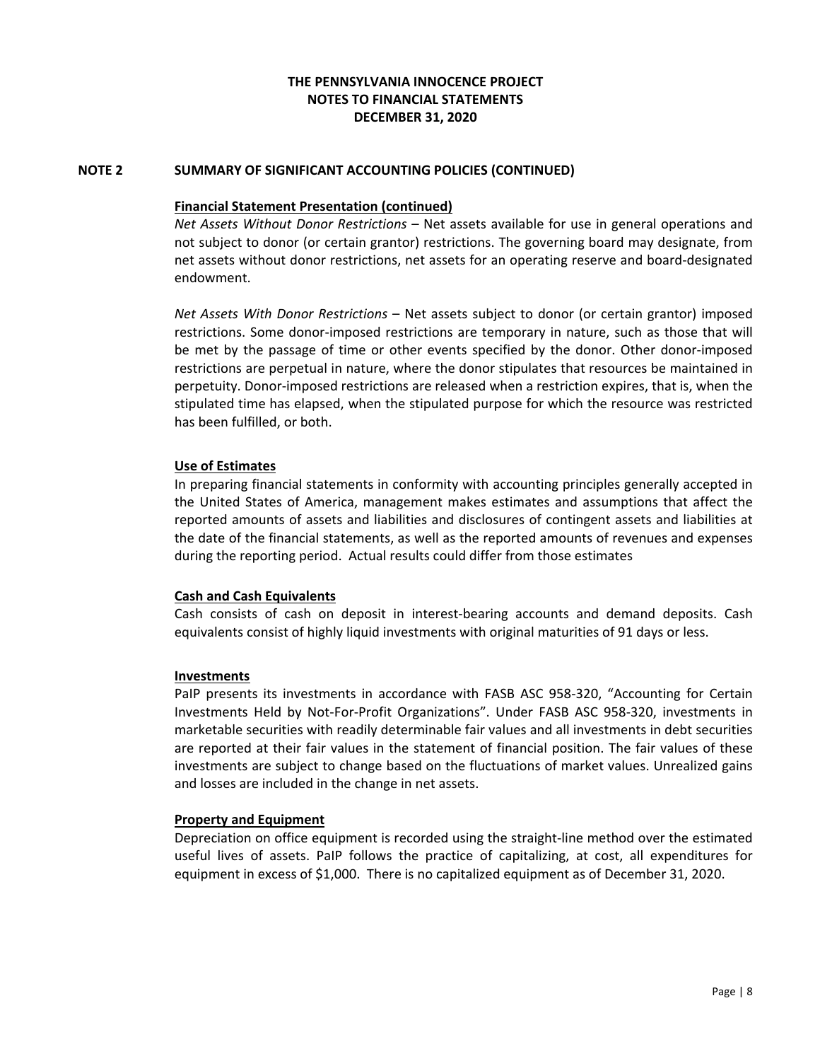# THE PENNSYLVANIA INNOCENCE PROJECT
# NOTES TO FINANCIAL STATEMENTS
# DECEMBER 31, 2020

## NOTE 2 SUMMARY OF SIGNIFICANT ACCOUNTING POLICIES (CONTINUED)

**Financial Statement Presentation (continued)**

*Net Assets Without Donor Restrictions* – Net assets available for use in general operations and not subject to donor (or certain grantor) restrictions. The governing board may designate, from net assets without donor restrictions, net assets for an operating reserve and board-designated endowment.

*Net Assets With Donor Restrictions* – Net assets subject to donor (or certain grantor) imposed restrictions. Some donor-imposed restrictions are temporary in nature, such as those that will be met by the passage of time or other events specified by the donor. Other donor-imposed restrictions are perpetual in nature, where the donor stipulates that resources be maintained in perpetuity. Donor-imposed restrictions are released when a restriction expires, that is, when the stipulated time has elapsed, when the stipulated purpose for which the resource was restricted has been fulfilled, or both.

**Use of Estimates**

In preparing financial statements in conformity with accounting principles generally accepted in the United States of America, management makes estimates and assumptions that affect the reported amounts of assets and liabilities and disclosures of contingent assets and liabilities at the date of the financial statements, as well as the reported amounts of revenues and expenses during the reporting period. Actual results could differ from those estimates

**Cash and Cash Equivalents**

Cash consists of cash on deposit in interest-bearing accounts and demand deposits. Cash equivalents consist of highly liquid investments with original maturities of 91 days or less.

**Investments**

PaIP presents its investments in accordance with FASB ASC 958-320, "Accounting for Certain Investments Held by Not-For-Profit Organizations". Under FASB ASC 958-320, investments in marketable securities with readily determinable fair values and all investments in debt securities are reported at their fair values in the statement of financial position. The fair values of these investments are subject to change based on the fluctuations of market values. Unrealized gains and losses are included in the change in net assets.

**Property and Equipment**

Depreciation on office equipment is recorded using the straight-line method over the estimated useful lives of assets. PaIP follows the practice of capitalizing, at cost, all expenditures for equipment in excess of $1,000. There is no capitalized equipment as of December 31, 2020.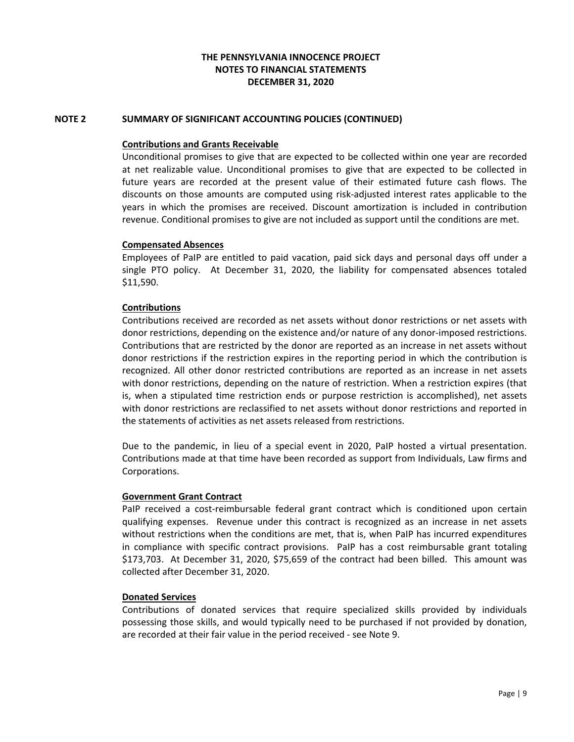# THE PENNSYLVANIA INNOCENCE PROJECT
# NOTES TO FINANCIAL STATEMENTS
# DECEMBER 31, 2020

## NOTE 2 SUMMARY OF SIGNIFICANT ACCOUNTING POLICIES (CONTINUED)

**Contributions and Grants Receivable**

Unconditional promises to give that are expected to be collected within one year are recorded at net realizable value. Unconditional promises to give that are expected to be collected in future years are recorded at the present value of their estimated future cash flows. The discounts on those amounts are computed using risk-adjusted interest rates applicable to the years in which the promises are received. Discount amortization is included in contribution revenue. Conditional promises to give are not included as support until the conditions are met.

**Compensated Absences**

Employees of PaIP are entitled to paid vacation, paid sick days and personal days off under a single PTO policy. At December 31, 2020, the liability for compensated absences totaled $11,590.

**Contributions**

Contributions received are recorded as net assets without donor restrictions or net assets with donor restrictions, depending on the existence and/or nature of any donor-imposed restrictions. Contributions that are restricted by the donor are reported as an increase in net assets without donor restrictions if the restriction expires in the reporting period in which the contribution is recognized. All other donor restricted contributions are reported as an increase in net assets with donor restrictions, depending on the nature of restriction. When a restriction expires (that is, when a stipulated time restriction ends or purpose restriction is accomplished), net assets with donor restrictions are reclassified to net assets without donor restrictions and reported in the statements of activities as net assets released from restrictions.

Due to the pandemic, in lieu of a special event in 2020, PaIP hosted a virtual presentation. Contributions made at that time have been recorded as support from Individuals, Law firms and Corporations.

**Government Grant Contract**

PaIP received a cost-reimbursable federal grant contract which is conditioned upon certain qualifying expenses. Revenue under this contract is recognized as an increase in net assets without restrictions when the conditions are met, that is, when PaIP has incurred expenditures in compliance with specific contract provisions. PaIP has a cost reimbursable grant totaling $173,703. At December 31, 2020, $75,659 of the contract had been billed. This amount was collected after December 31, 2020.

**Donated Services**

Contributions of donated services that require specialized skills provided by individuals possessing those skills, and would typically need to be purchased if not provided by donation, are recorded at their fair value in the period received - see Note 9.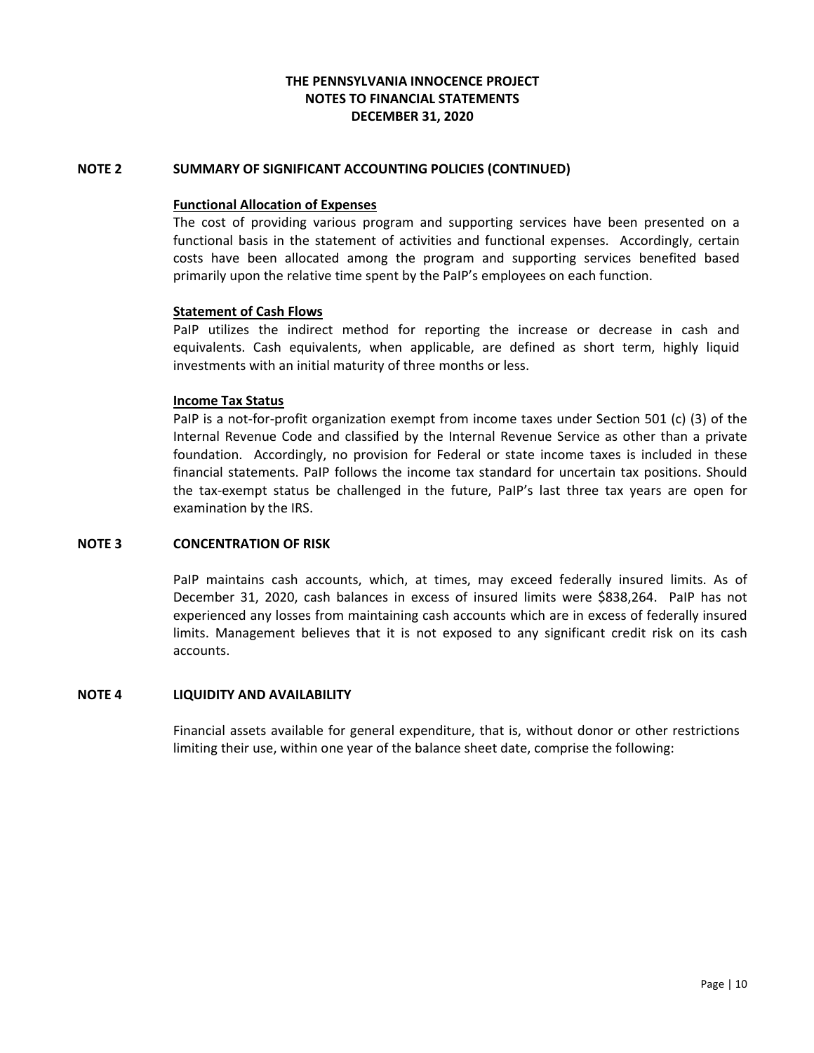**THE PENNSYLVANIA INNOCENCE PROJECT**
**NOTES TO FINANCIAL STATEMENTS**
**DECEMBER 31, 2020**

## NOTE 2 SUMMARY OF SIGNIFICANT ACCOUNTING POLICIES (CONTINUED)

### Functional Allocation of Expenses

The cost of providing various program and supporting services have been presented on a functional basis in the statement of activities and functional expenses. Accordingly, certain costs have been allocated among the program and supporting services benefited based primarily upon the relative time spent by the PaIP's employees on each function.

### Statement of Cash Flows

PaIP utilizes the indirect method for reporting the increase or decrease in cash and equivalents. Cash equivalents, when applicable, are defined as short term, highly liquid investments with an initial maturity of three months or less.

### Income Tax Status

PaIP is a not-for-profit organization exempt from income taxes under Section 501 (c) (3) of the Internal Revenue Code and classified by the Internal Revenue Service as other than a private foundation. Accordingly, no provision for Federal or state income taxes is included in these financial statements. PaIP follows the income tax standard for uncertain tax positions. Should the tax-exempt status be challenged in the future, PaIP's last three tax years are open for examination by the IRS.

## NOTE 3 CONCENTRATION OF RISK

PaIP maintains cash accounts, which, at times, may exceed federally insured limits. As of December 31, 2020, cash balances in excess of insured limits were $838,264. PaIP has not experienced any losses from maintaining cash accounts which are in excess of federally insured limits. Management believes that it is not exposed to any significant credit risk on its cash accounts.

## NOTE 4 LIQUIDITY AND AVAILABILITY

Financial assets available for general expenditure, that is, without donor or other restrictions limiting their use, within one year of the balance sheet date, comprise the following: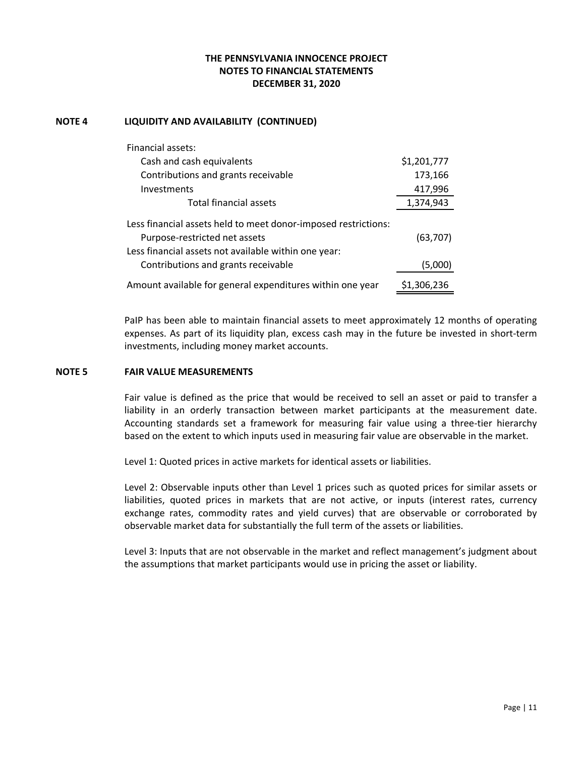**THE PENNSYLVANIA INNOCENCE PROJECT**
**NOTES TO FINANCIAL STATEMENTS**
**DECEMBER 31, 2020**

## NOTE 4 LIQUIDITY AND AVAILABILITY (CONTINUED)

| | |
|---|---|
| Financial assets: | |
| Cash and cash equivalents | $1,201,777 |
| Contributions and grants receivable | 173,166 |
| Investments | 417,996 |
| Total financial assets | 1,374,943 |
| Less financial assets held to meet donor-imposed restrictions: | |
| Purpose-restricted net assets | (63,707) |
| Less financial assets not available within one year: | |
| Contributions and grants receivable | (5,000) |
| Amount available for general expenditures within one year | $1,306,236 |

PaIP has been able to maintain financial assets to meet approximately 12 months of operating expenses. As part of its liquidity plan, excess cash may in the future be invested in short-term investments, including money market accounts.

## NOTE 5 FAIR VALUE MEASUREMENTS

Fair value is defined as the price that would be received to sell an asset or paid to transfer a liability in an orderly transaction between market participants at the measurement date. Accounting standards set a framework for measuring fair value using a three-tier hierarchy based on the extent to which inputs used in measuring fair value are observable in the market.

Level 1: Quoted prices in active markets for identical assets or liabilities.

Level 2: Observable inputs other than Level 1 prices such as quoted prices for similar assets or liabilities, quoted prices in markets that are not active, or inputs (interest rates, currency exchange rates, commodity rates and yield curves) that are observable or corroborated by observable market data for substantially the full term of the assets or liabilities.

Level 3: Inputs that are not observable in the market and reflect management's judgment about the assumptions that market participants would use in pricing the asset or liability.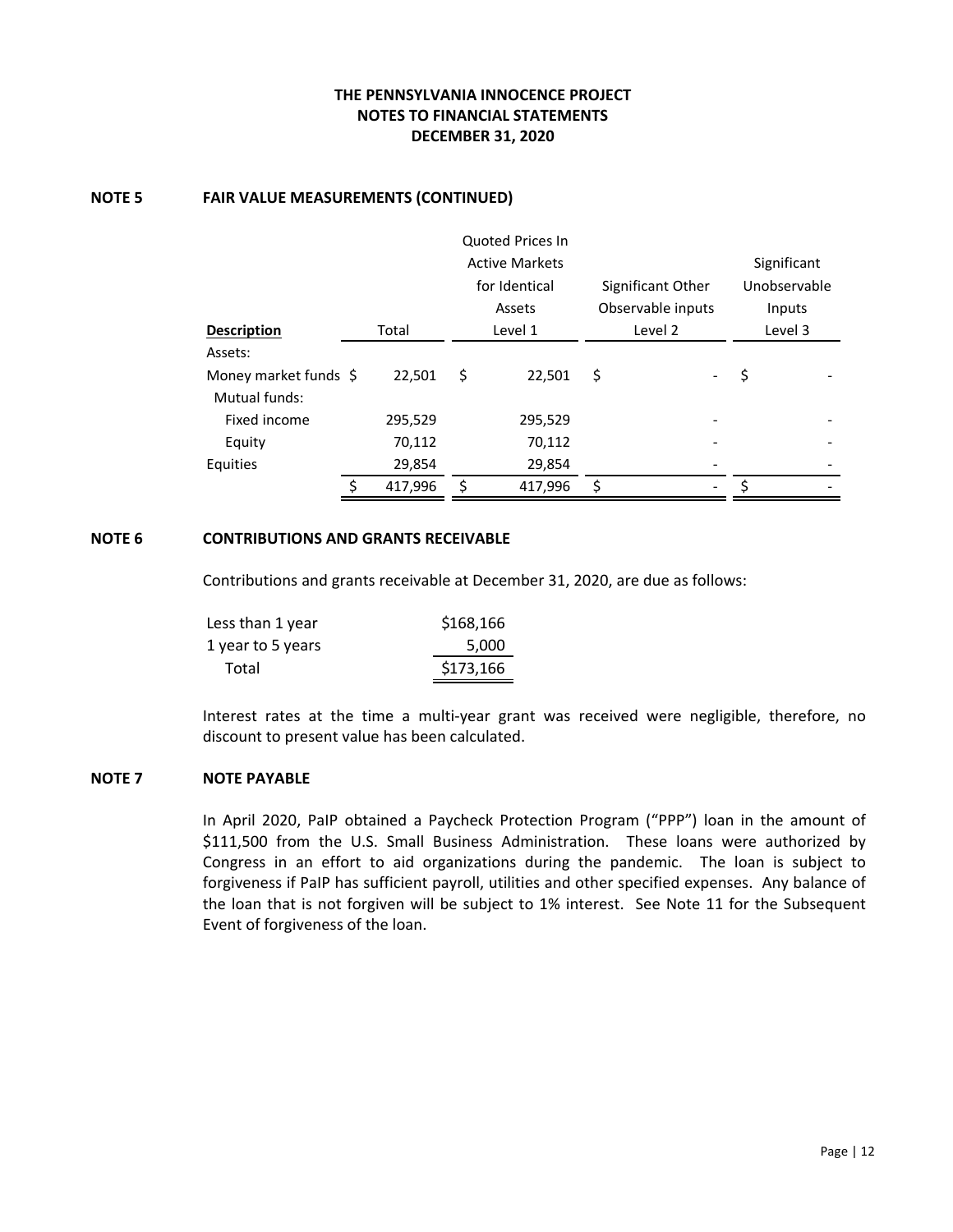# THE PENNSYLVANIA INNOCENCE PROJECT
# NOTES TO FINANCIAL STATEMENTS
# DECEMBER 31, 2020

## NOTE 5 FAIR VALUE MEASUREMENTS (CONTINUED)

| Description | Total | Quoted Prices In Active Markets for Identical Assets Level 1 | Significant Other Observable inputs Level 2 | Significant Unobservable Inputs Level 3 |
|---|---|---|---|---|
| Assets: | | | | |
| Money market funds | $ 22,501 | $ 22,501 | $ - | $ - |
| Mutual funds: | | | | |
| Fixed income | 295,529 | 295,529 | - | - |
| Equity | 70,112 | 70,112 | - | - |
| Equities | 29,854 | 29,854 | - | - |
| | $ 417,996 | $ 417,996 | $ - | $ - |

## NOTE 6 CONTRIBUTIONS AND GRANTS RECEIVABLE

Contributions and grants receivable at December 31, 2020, are due as follows:

| | |
|---|---|
| Less than 1 year | $168,166 |
| 1 year to 5 years | 5,000 |
| Total | $173,166 |

Interest rates at the time a multi-year grant was received were negligible, therefore, no discount to present value has been calculated.

## NOTE 7 NOTE PAYABLE

In April 2020, PaIP obtained a Paycheck Protection Program ("PPP") loan in the amount of $111,500 from the U.S. Small Business Administration. These loans were authorized by Congress in an effort to aid organizations during the pandemic. The loan is subject to forgiveness if PaIP has sufficient payroll, utilities and other specified expenses. Any balance of the loan that is not forgiven will be subject to 1% interest. See Note 11 for the Subsequent Event of forgiveness of the loan.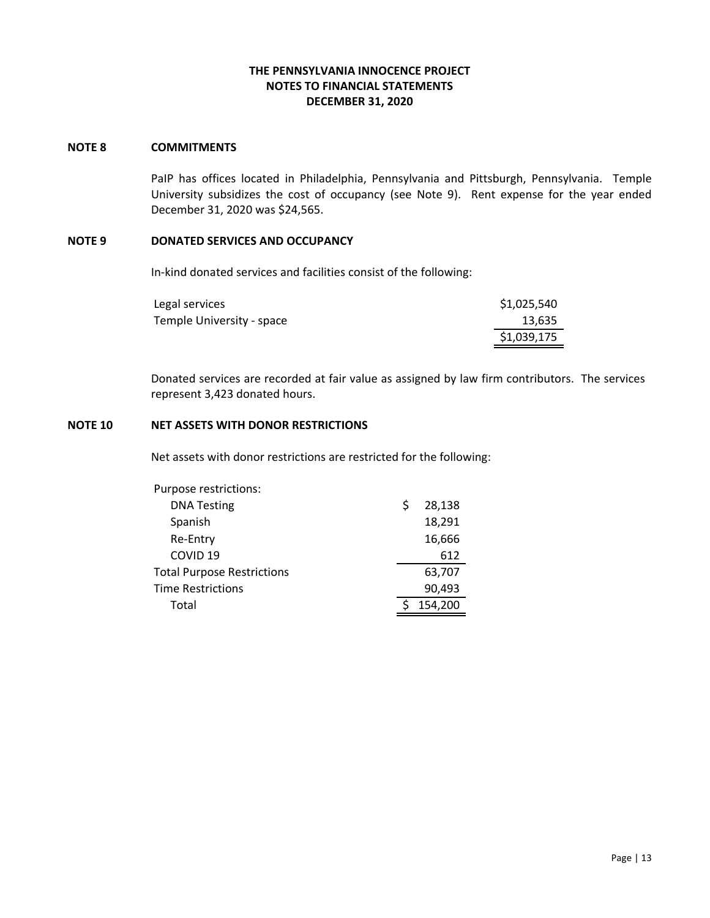# THE PENNSYLVANIA INNOCENCE PROJECT
## NOTES TO FINANCIAL STATEMENTS
## DECEMBER 31, 2020

### NOTE 8 COMMITMENTS

PaIP has offices located in Philadelphia, Pennsylvania and Pittsburgh, Pennsylvania. Temple University subsidizes the cost of occupancy (see Note 9). Rent expense for the year ended December 31, 2020 was $24,565.

### NOTE 9 DONATED SERVICES AND OCCUPANCY

In-kind donated services and facilities consist of the following:

| | |
|---|---|
| Legal services | $1,025,540 |
| Temple University - space | 13,635 |
| | $1,039,175 |

Donated services are recorded at fair value as assigned by law firm contributors. The services represent 3,423 donated hours.

### NOTE 10 NET ASSETS WITH DONOR RESTRICTIONS

Net assets with donor restrictions are restricted for the following:

| | |
|---|---|
| Purpose restrictions: | |
| DNA Testing | $ 28,138 |
| Spanish | 18,291 |
| Re-Entry | 16,666 |
| COVID 19 | 612 |
| Total Purpose Restrictions | 63,707 |
| Time Restrictions | 90,493 |
| Total | $ 154,200 |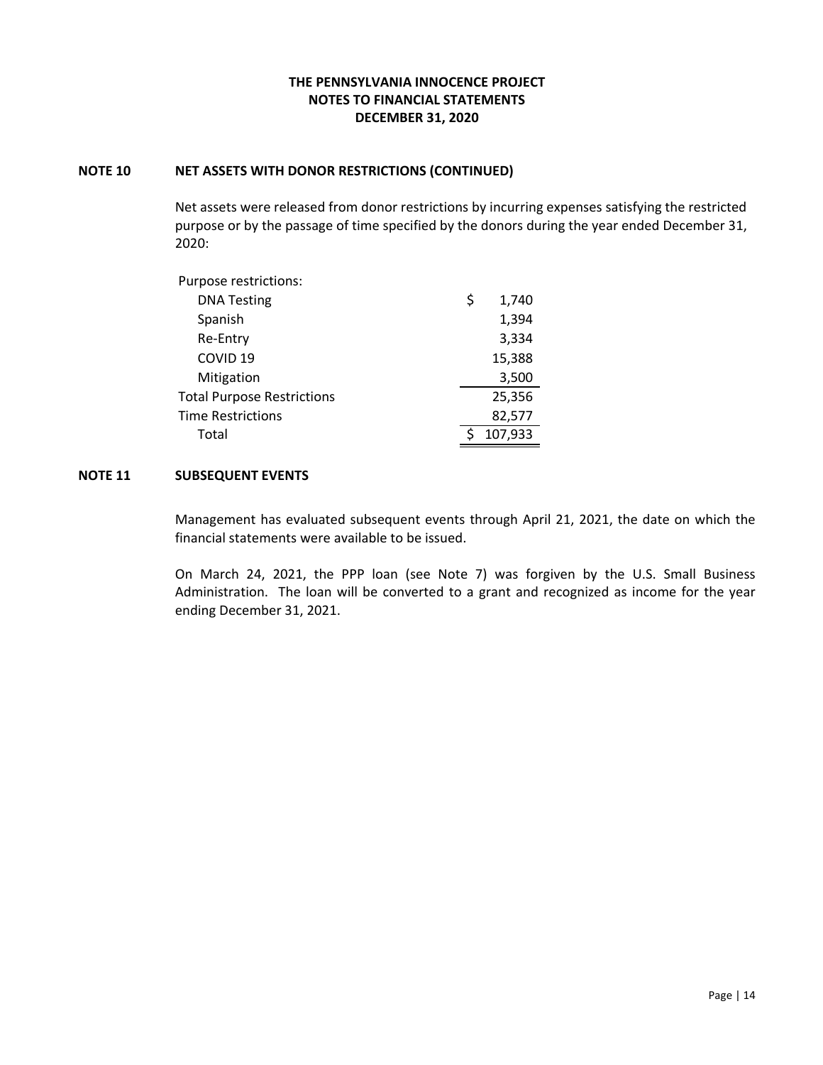# THE PENNSYLVANIA INNOCENCE PROJECT
## NOTES TO FINANCIAL STATEMENTS
## DECEMBER 31, 2020

### NOTE 10 NET ASSETS WITH DONOR RESTRICTIONS (CONTINUED)

Net assets were released from donor restrictions by incurring expenses satisfying the restricted purpose or by the passage of time specified by the donors during the year ended December 31, 2020:

| | |
|---|---|
| Purpose restrictions: | |
| DNA Testing | $ 1,740 |
| Spanish | 1,394 |
| Re-Entry | 3,334 |
| COVID 19 | 15,388 |
| Mitigation | 3,500 |
| Total Purpose Restrictions | 25,356 |
| Time Restrictions | 82,577 |
| Total | $ 107,933 |

### NOTE 11 SUBSEQUENT EVENTS

Management has evaluated subsequent events through April 21, 2021, the date on which the financial statements were available to be issued.

On March 24, 2021, the PPP loan (see Note 7) was forgiven by the U.S. Small Business Administration. The loan will be converted to a grant and recognized as income for the year ending December 31, 2021.